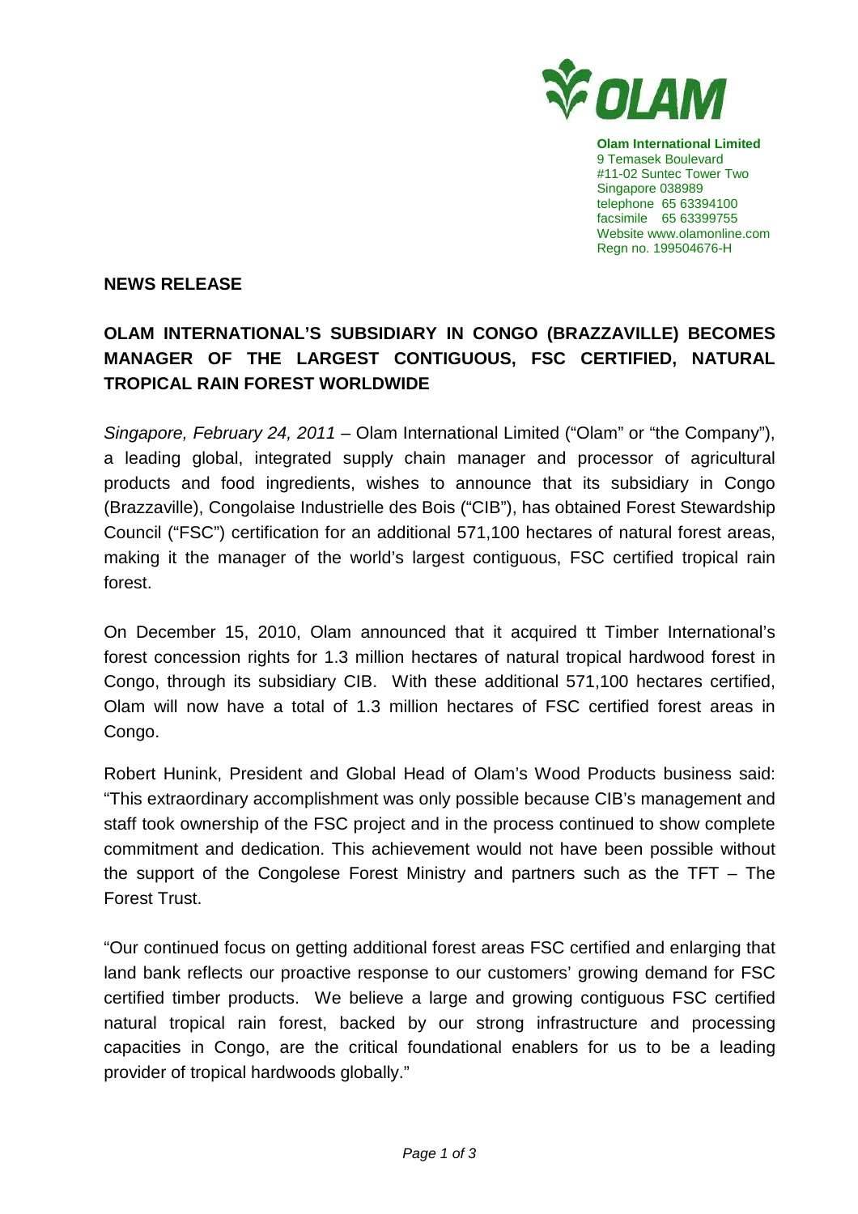**Olam International Limited**
9 Temasek Boulevard
#11-02 Suntec Tower Two
Singapore 038989
telephone 65 63394100
facsimile 65 63399755
Website www.olamonline.com
Regn no. 199504676-H

**NEWS RELEASE**

# OLAM INTERNATIONAL'S SUBSIDIARY IN CONGO (BRAZZAVILLE) BECOMES MANAGER OF THE LARGEST CONTIGUOUS, FSC CERTIFIED, NATURAL TROPICAL RAIN FOREST WORLDWIDE

*Singapore, February 24, 2011* – Olam International Limited ("Olam" or "the Company"), a leading global, integrated supply chain manager and processor of agricultural products and food ingredients, wishes to announce that its subsidiary in Congo (Brazzaville), Congolaise Industrielle des Bois ("CIB"), has obtained Forest Stewardship Council ("FSC") certification for an additional 571,100 hectares of natural forest areas, making it the manager of the world's largest contiguous, FSC certified tropical rain forest.

On December 15, 2010, Olam announced that it acquired tt Timber International's forest concession rights for 1.3 million hectares of natural tropical hardwood forest in Congo, through its subsidiary CIB. With these additional 571,100 hectares certified, Olam will now have a total of 1.3 million hectares of FSC certified forest areas in Congo.

Robert Hunink, President and Global Head of Olam's Wood Products business said: "This extraordinary accomplishment was only possible because CIB's management and staff took ownership of the FSC project and in the process continued to show complete commitment and dedication. This achievement would not have been possible without the support of the Congolese Forest Ministry and partners such as the TFT – The Forest Trust.

"Our continued focus on getting additional forest areas FSC certified and enlarging that land bank reflects our proactive response to our customers' growing demand for FSC certified timber products. We believe a large and growing contiguous FSC certified natural tropical rain forest, backed by our strong infrastructure and processing capacities in Congo, are the critical foundational enablers for us to be a leading provider of tropical hardwoods globally."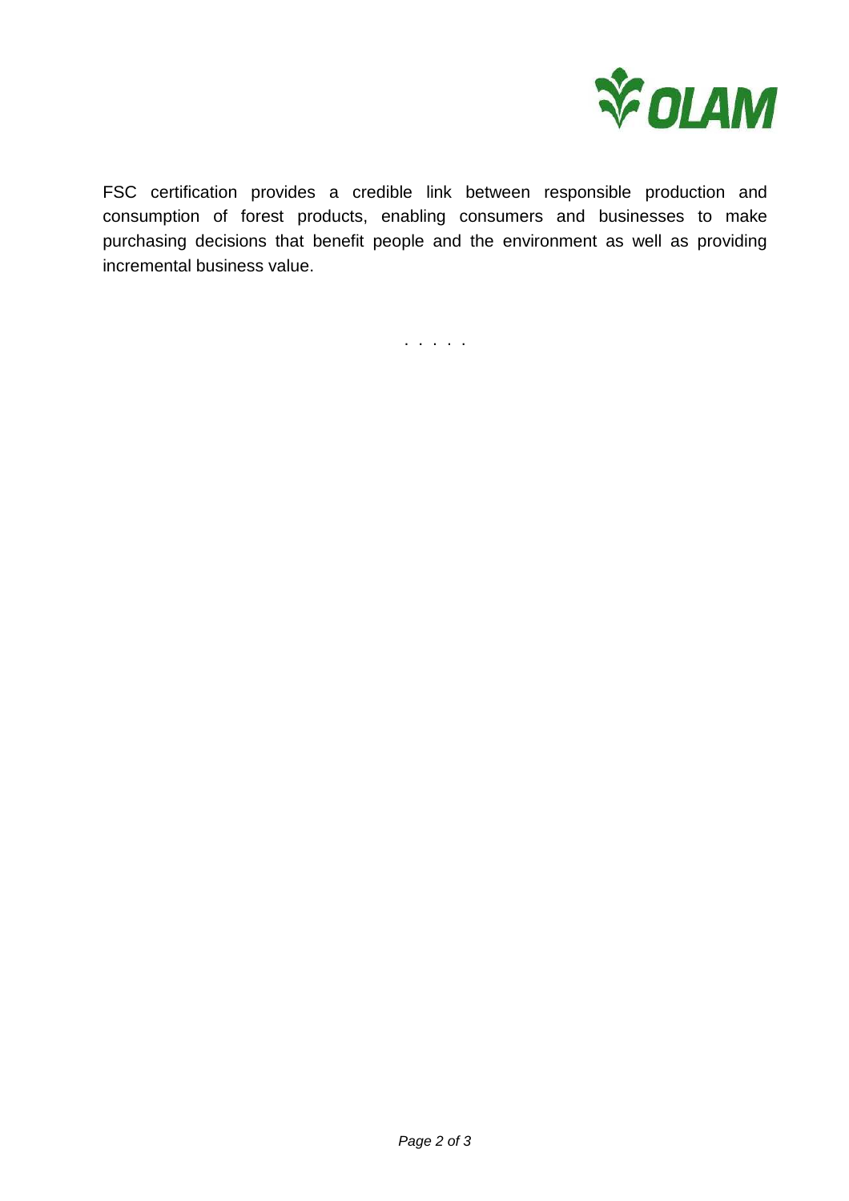FSC certification provides a credible link between responsible production and consumption of forest products, enabling consumers and businesses to make purchasing decisions that benefit people and the environment as well as providing incremental business value.

. . . . .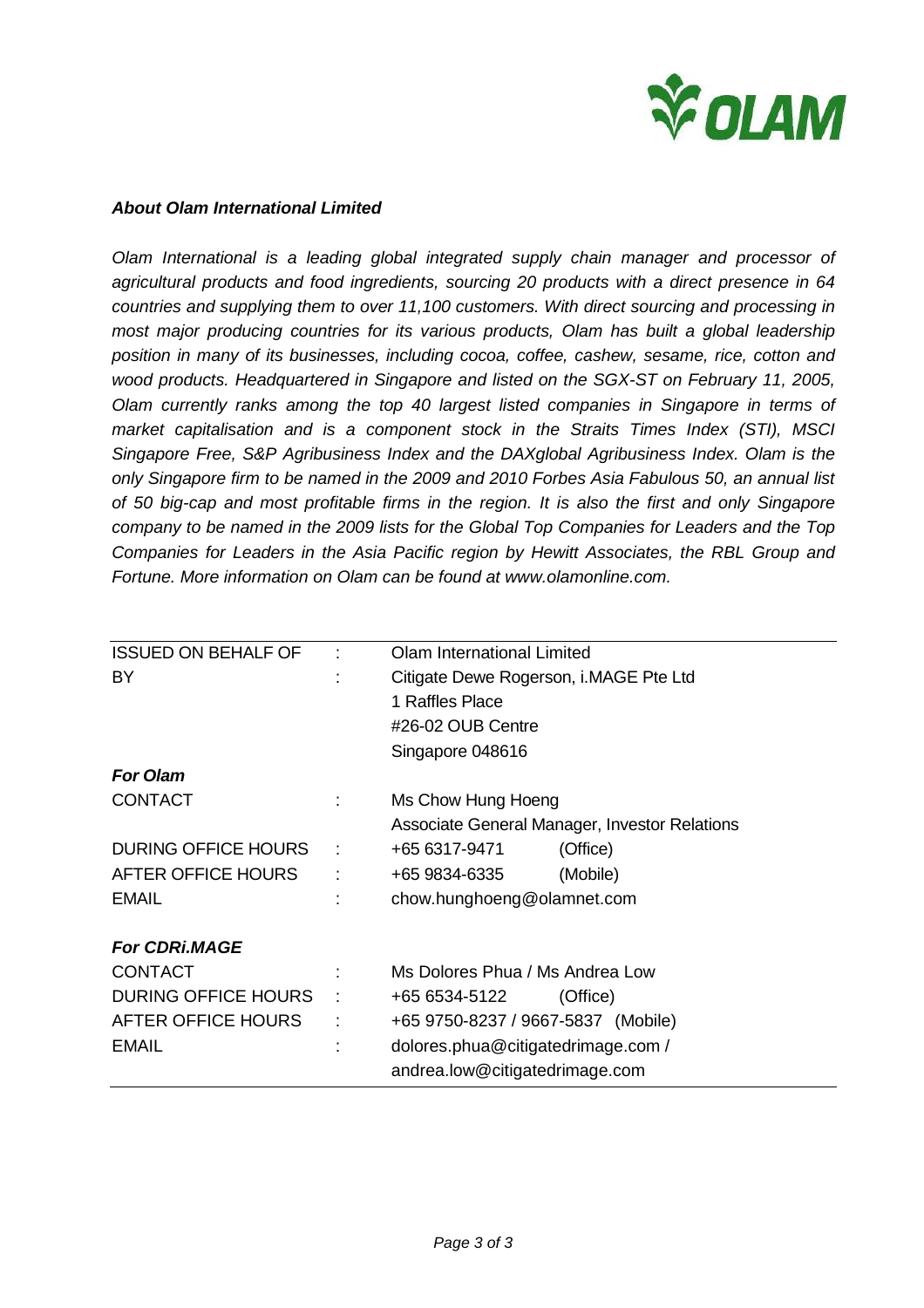***About Olam International Limited***

*Olam International is a leading global integrated supply chain manager and processor of agricultural products and food ingredients, sourcing 20 products with a direct presence in 64 countries and supplying them to over 11,100 customers. With direct sourcing and processing in most major producing countries for its various products, Olam has built a global leadership position in many of its businesses, including cocoa, coffee, cashew, sesame, rice, cotton and wood products. Headquartered in Singapore and listed on the SGX-ST on February 11, 2005, Olam currently ranks among the top 40 largest listed companies in Singapore in terms of market capitalisation and is a component stock in the Straits Times Index (STI), MSCI Singapore Free, S&P Agribusiness Index and the DAXglobal Agribusiness Index. Olam is the only Singapore firm to be named in the 2009 and 2010 Forbes Asia Fabulous 50, an annual list of 50 big-cap and most profitable firms in the region. It is also the first and only Singapore company to be named in the 2009 lists for the Global Top Companies for Leaders and the Top Companies for Leaders in the Asia Pacific region by Hewitt Associates, the RBL Group and Fortune. More information on Olam can be found at www.olamonline.com.*

| | | |
|---|---|---|
| ISSUED ON BEHALF OF | : | Olam International Limited |
| BY | : | Citigate Dewe Rogerson, i.MAGE Pte Ltd<br>1 Raffles Place<br>#26-02 OUB Centre<br>Singapore 048616 |
| ***For Olam*** | | |
| CONTACT | : | Ms Chow Hung Hoeng<br>Associate General Manager, Investor Relations |
| DURING OFFICE HOURS | : | +65 6317-9471 (Office) |
| AFTER OFFICE HOURS | : | +65 9834-6335 (Mobile) |
| EMAIL | : | chow.hunghoeng@olamnet.com |
| ***For CDRi.MAGE*** | | |
| CONTACT | : | Ms Dolores Phua / Ms Andrea Low |
| DURING OFFICE HOURS | : | +65 6534-5122 (Office) |
| AFTER OFFICE HOURS | : | +65 9750-8237 / 9667-5837 (Mobile) |
| EMAIL | : | dolores.phua@citigatedrimage.com /<br>andrea.low@citigatedrimage.com |